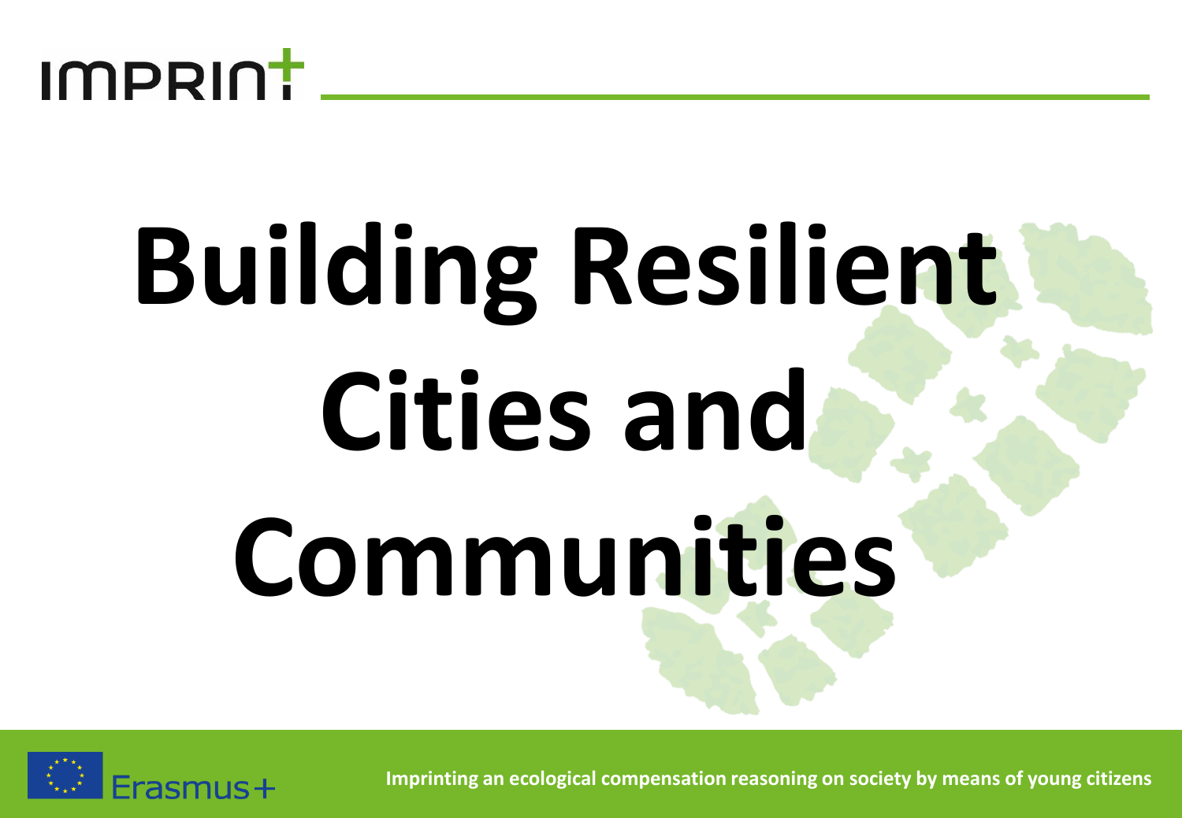IMPRINT

# Building Resilient Cities and Communities

Erasmus+

Imprinting an ecological compensation reasoning on society by means of young citizens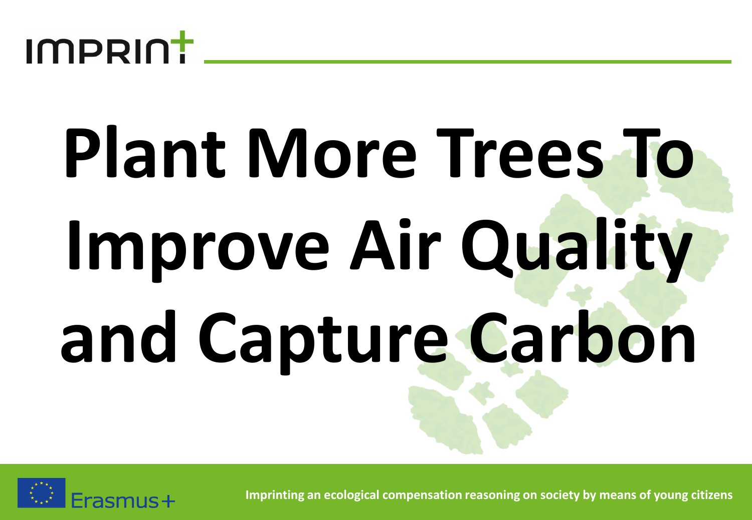# Plant More Trees To Improve Air Quality and Capture Carbon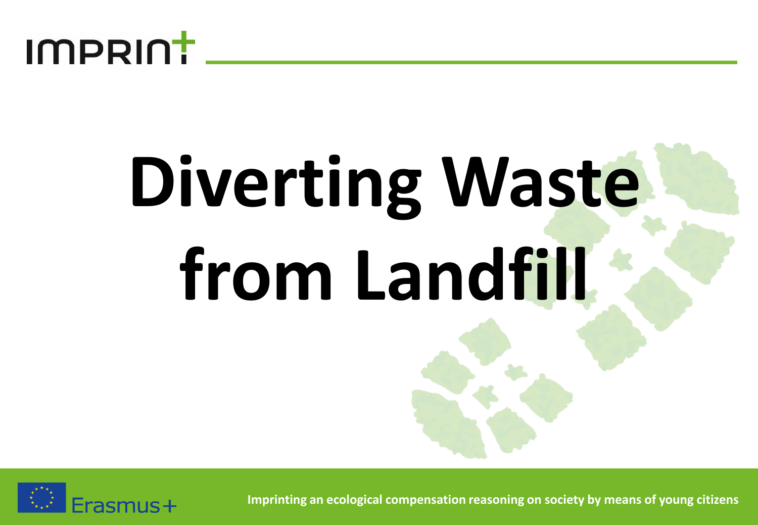# Diverting Waste from Landfill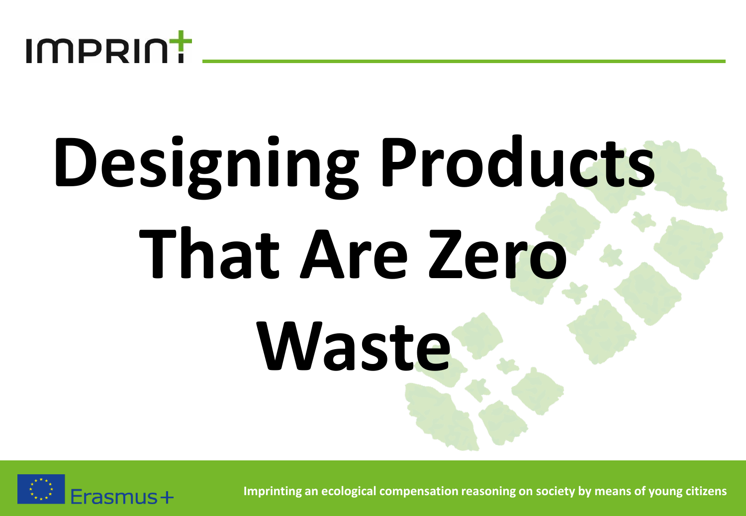# Designing Products That Are Zero Waste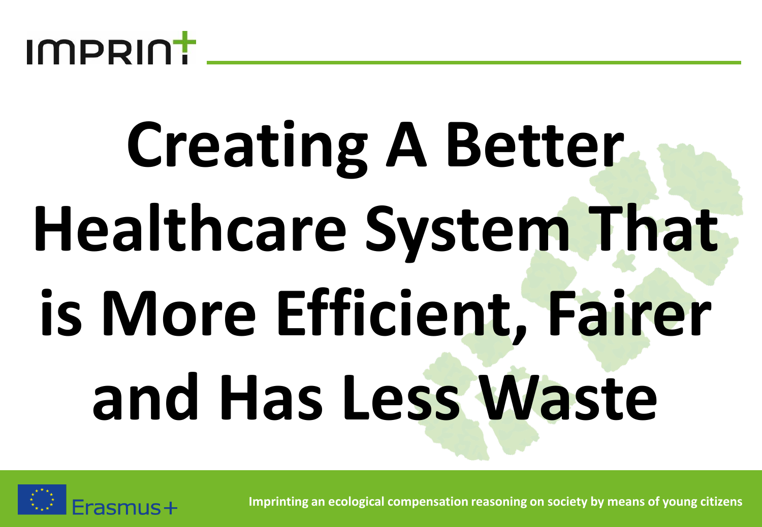# Creating A Better Healthcare System That is More Efficient, Fairer and Has Less Waste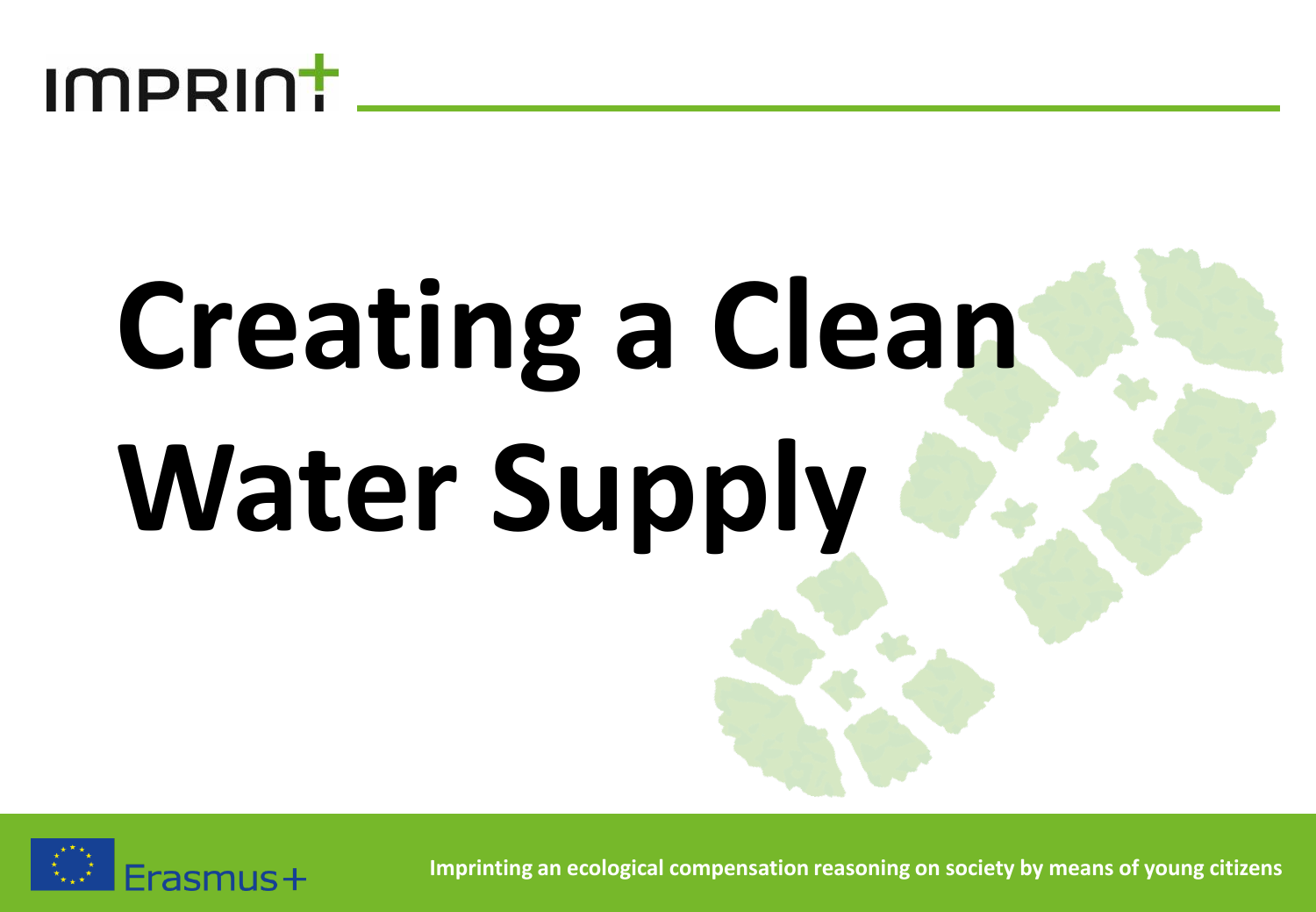# Creating a Clean Water Supply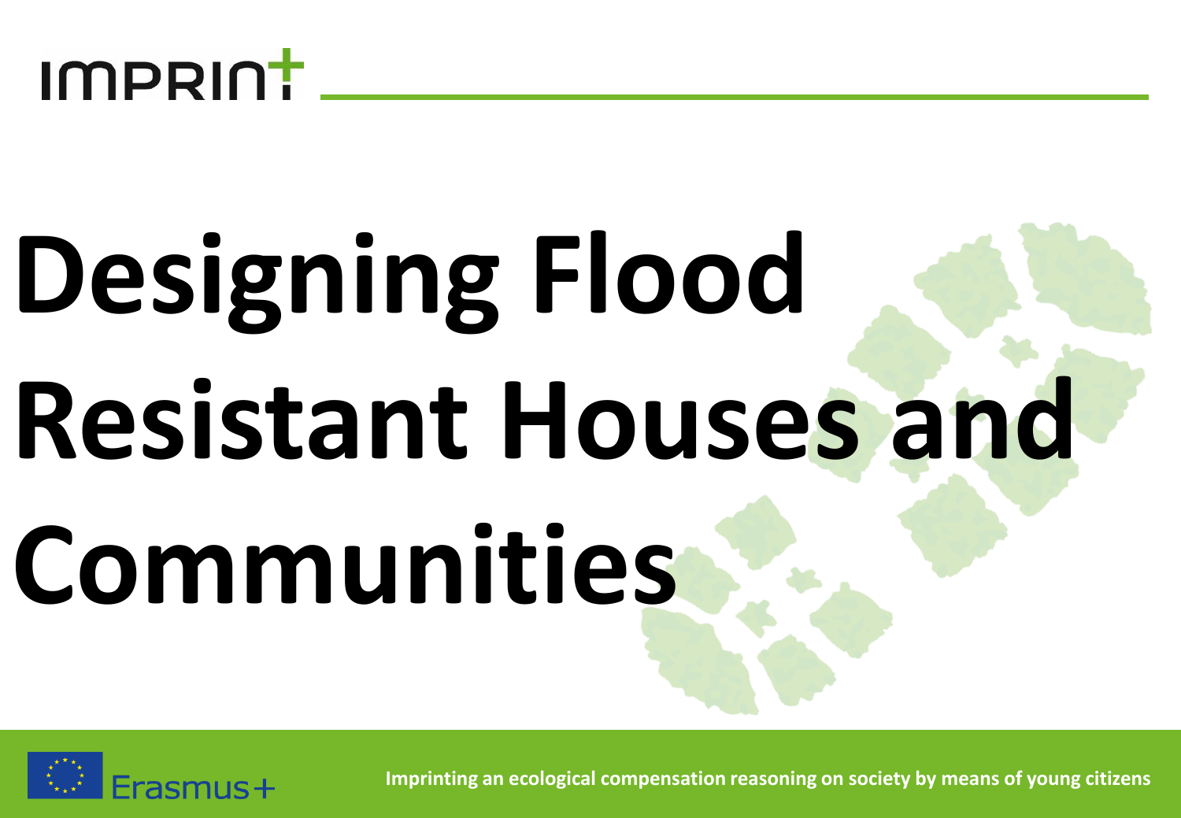# Designing Flood Resistant Houses and Communities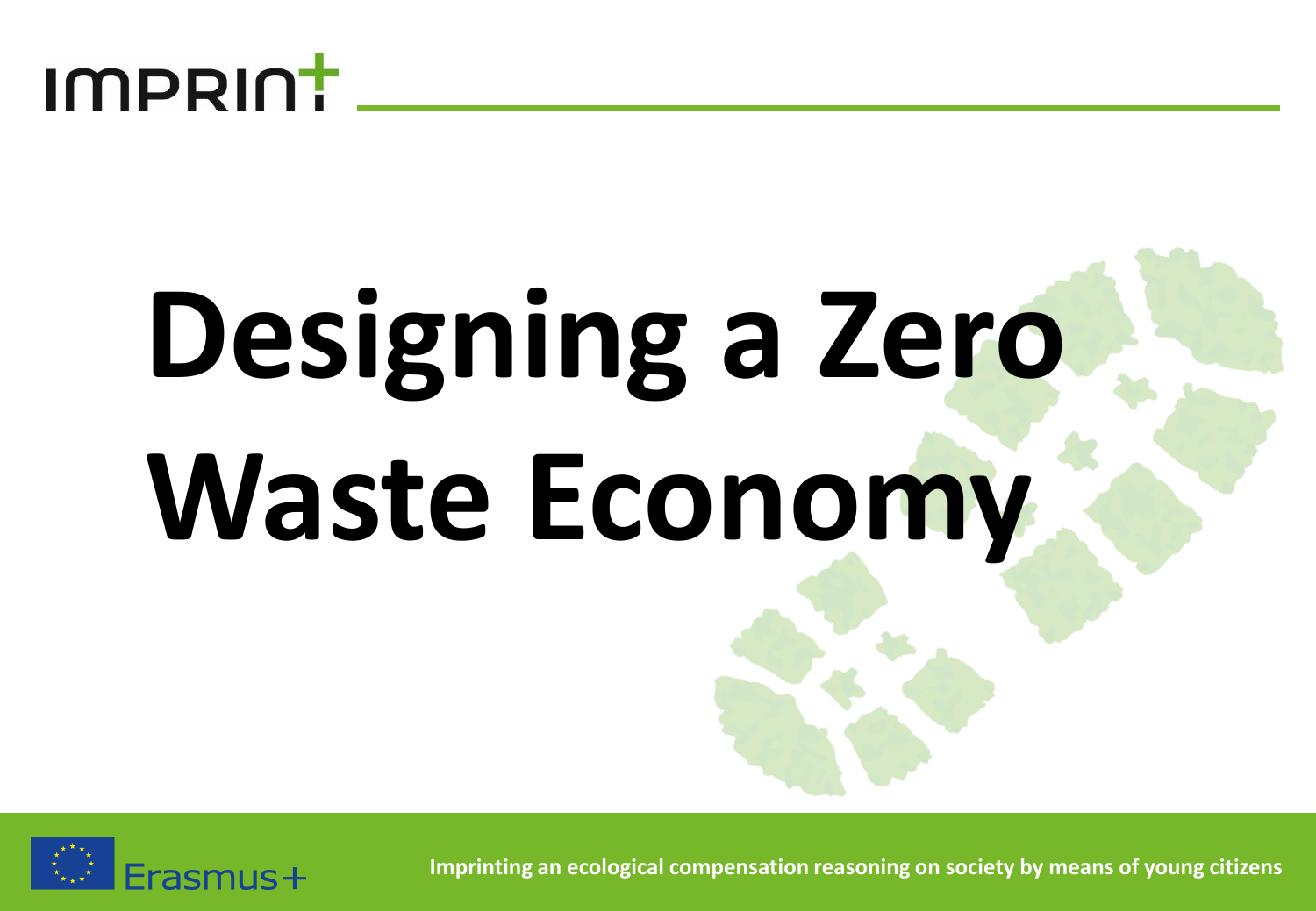# Designing a Zero Waste Economy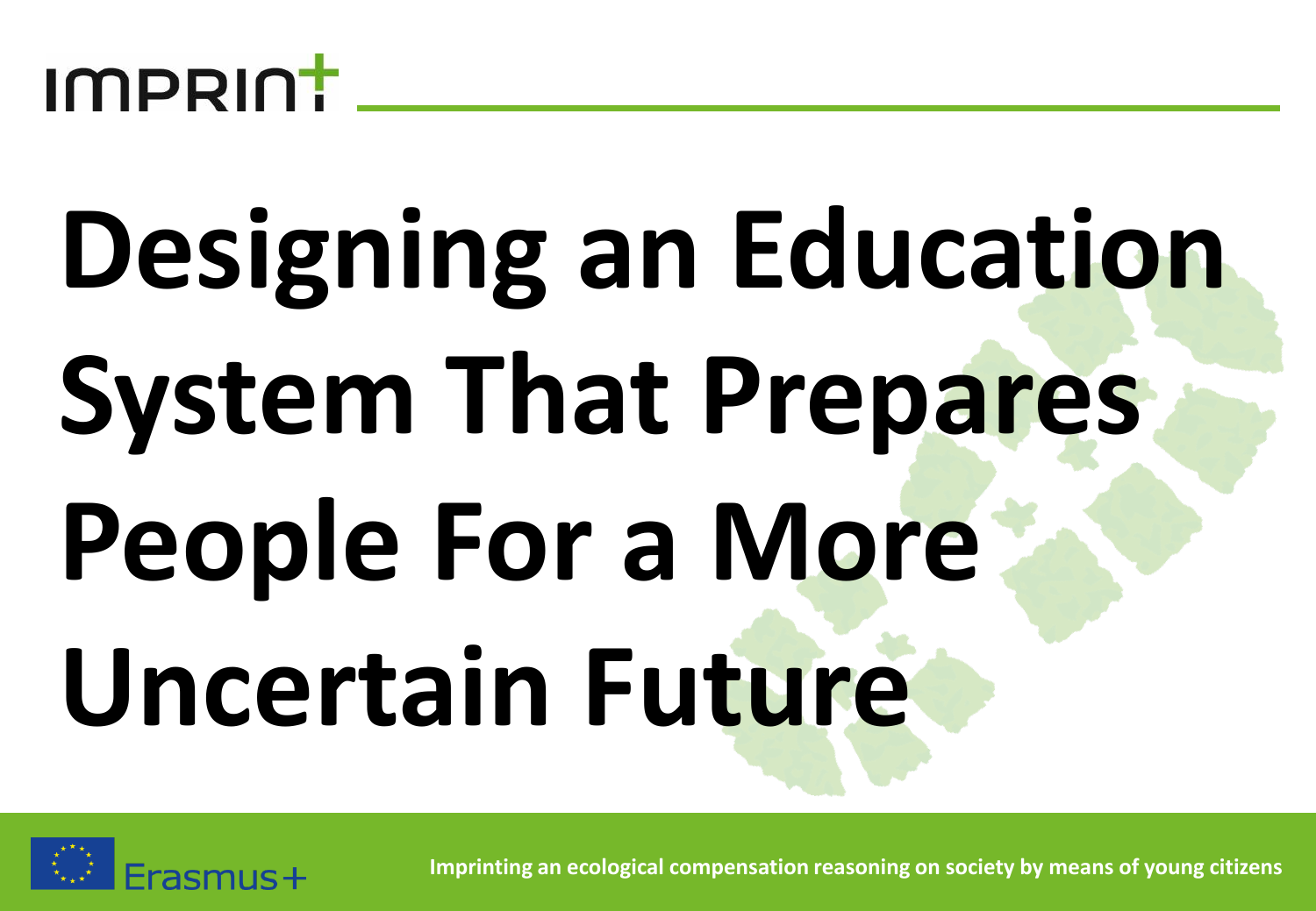# Designing an Education System That Prepares People For a More Uncertain Future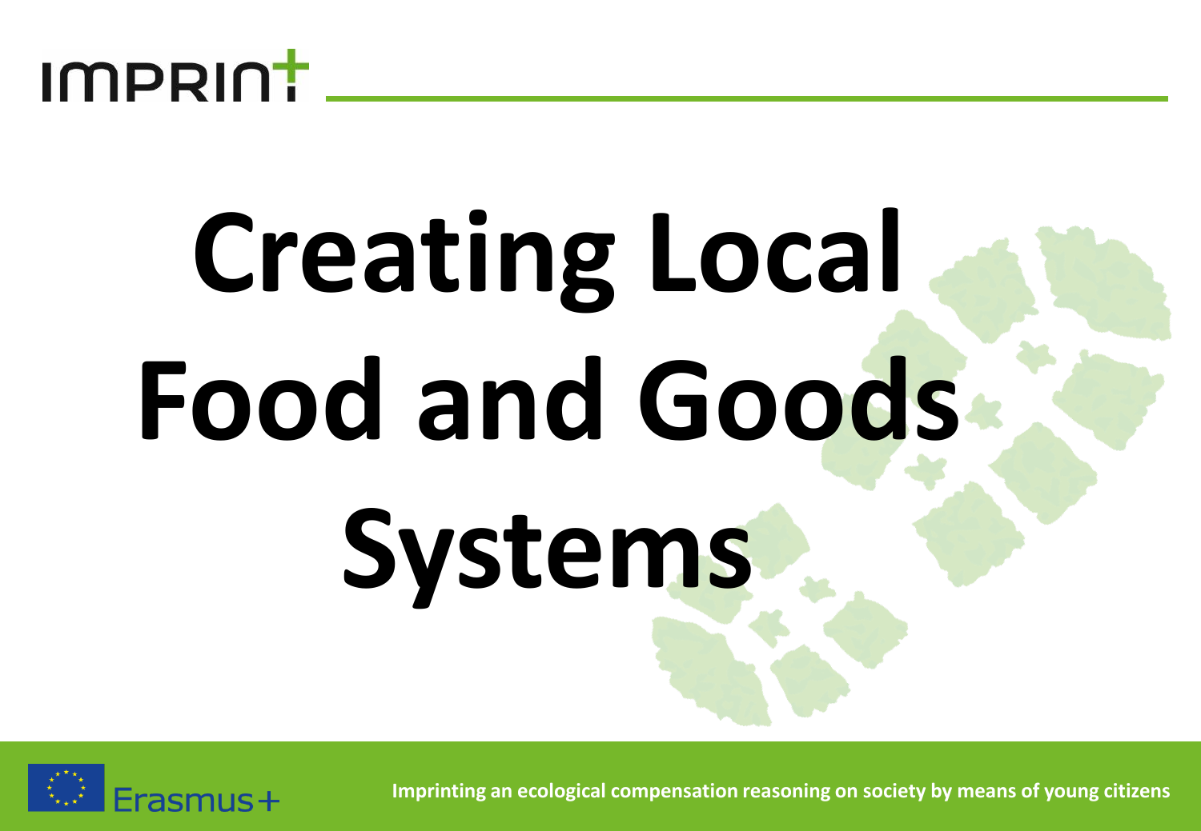# Creating Local Food and Goods Systems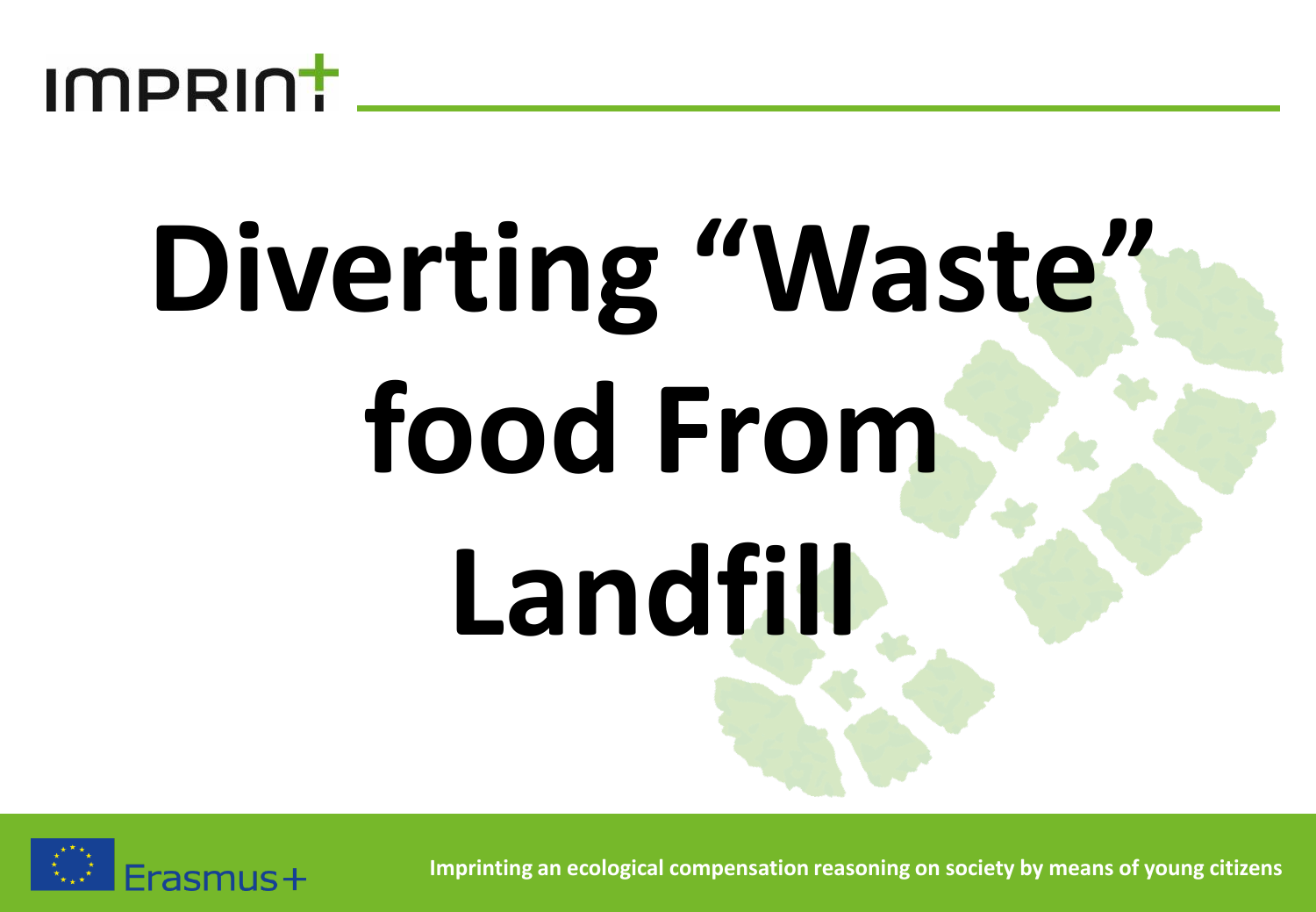# Diverting "Waste" food From Landfill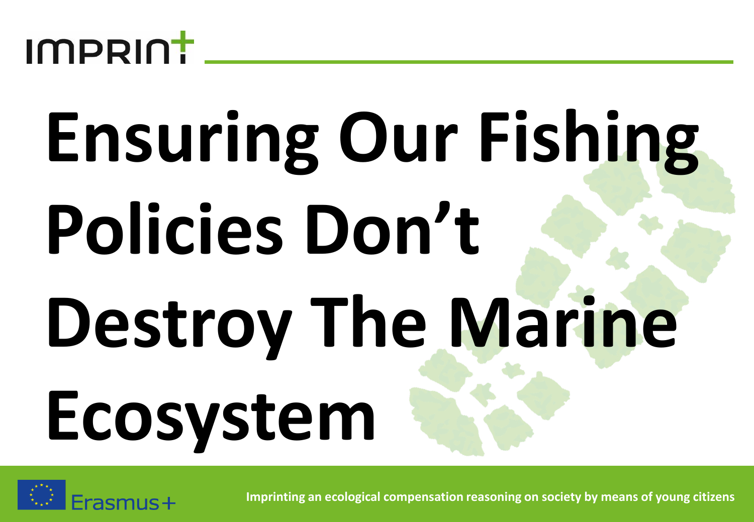# Ensuring Our Fishing Policies Don't Destroy The Marine Ecosystem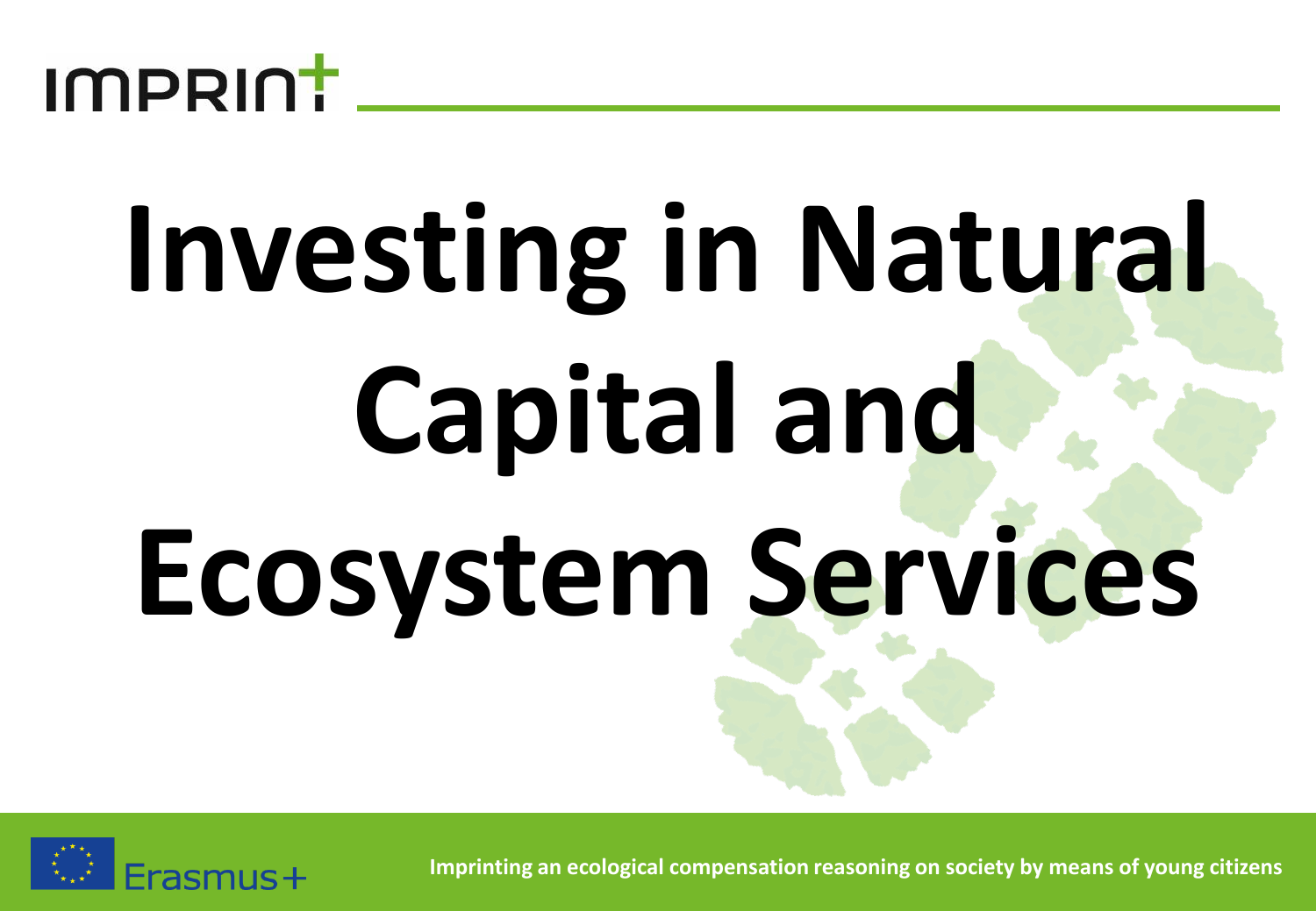# Investing in Natural Capital and Ecosystem Services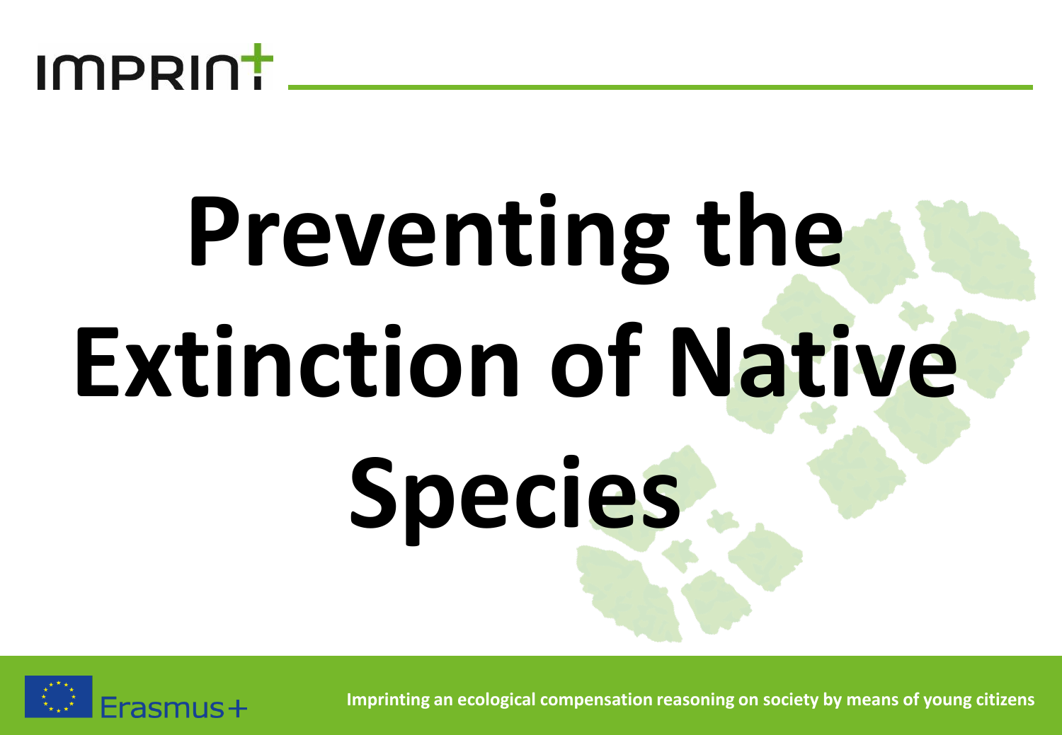# Preventing the Extinction of Native Species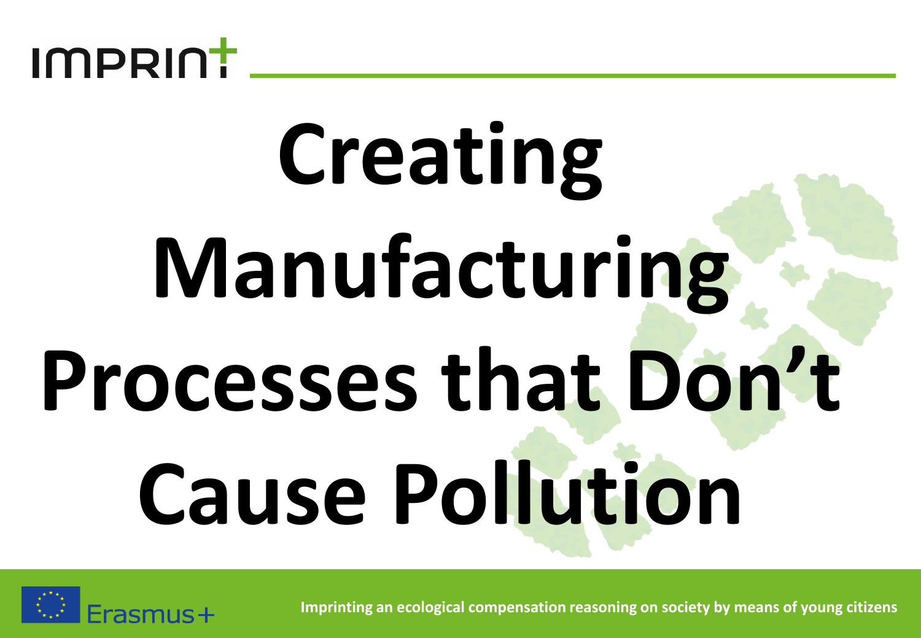# Creating Manufacturing Processes that Don’t Cause Pollution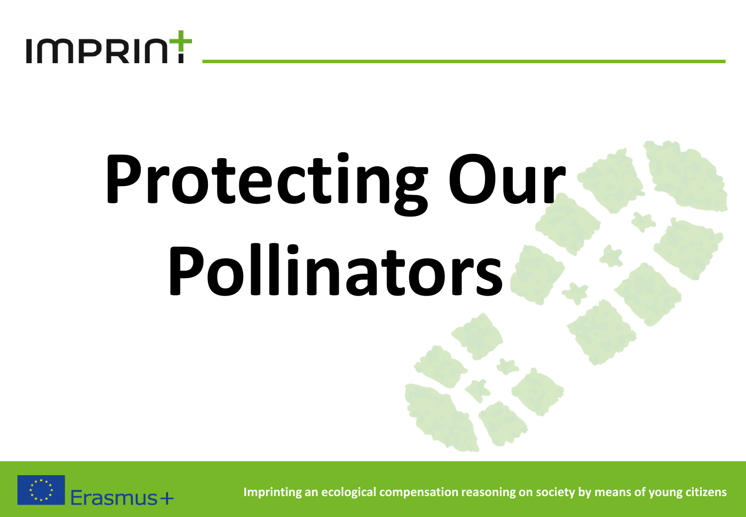# Protecting Our Pollinators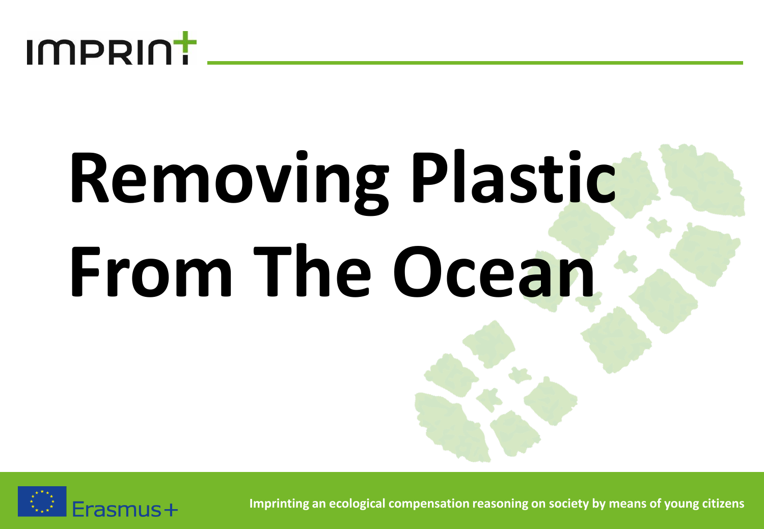# Removing Plastic From The Ocean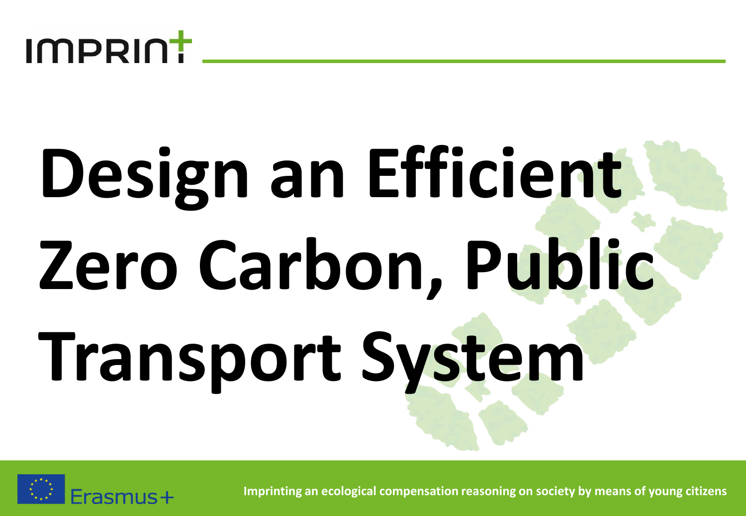# Design an Efficient Zero Carbon, Public Transport System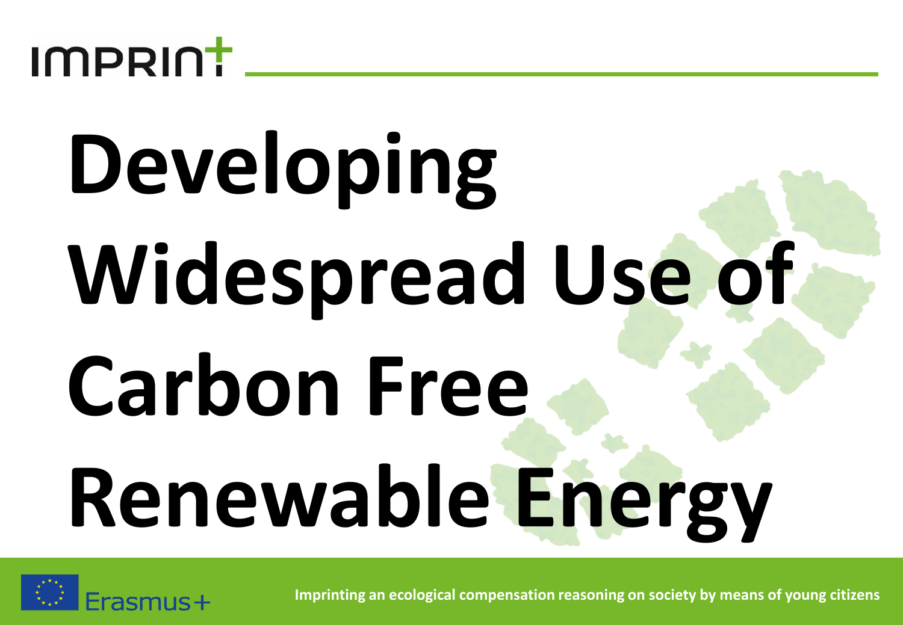IMPRINT

# Developing Widespread Use of Carbon Free Renewable Energy

Erasmus+

Imprinting an ecological compensation reasoning on society by means of young citizens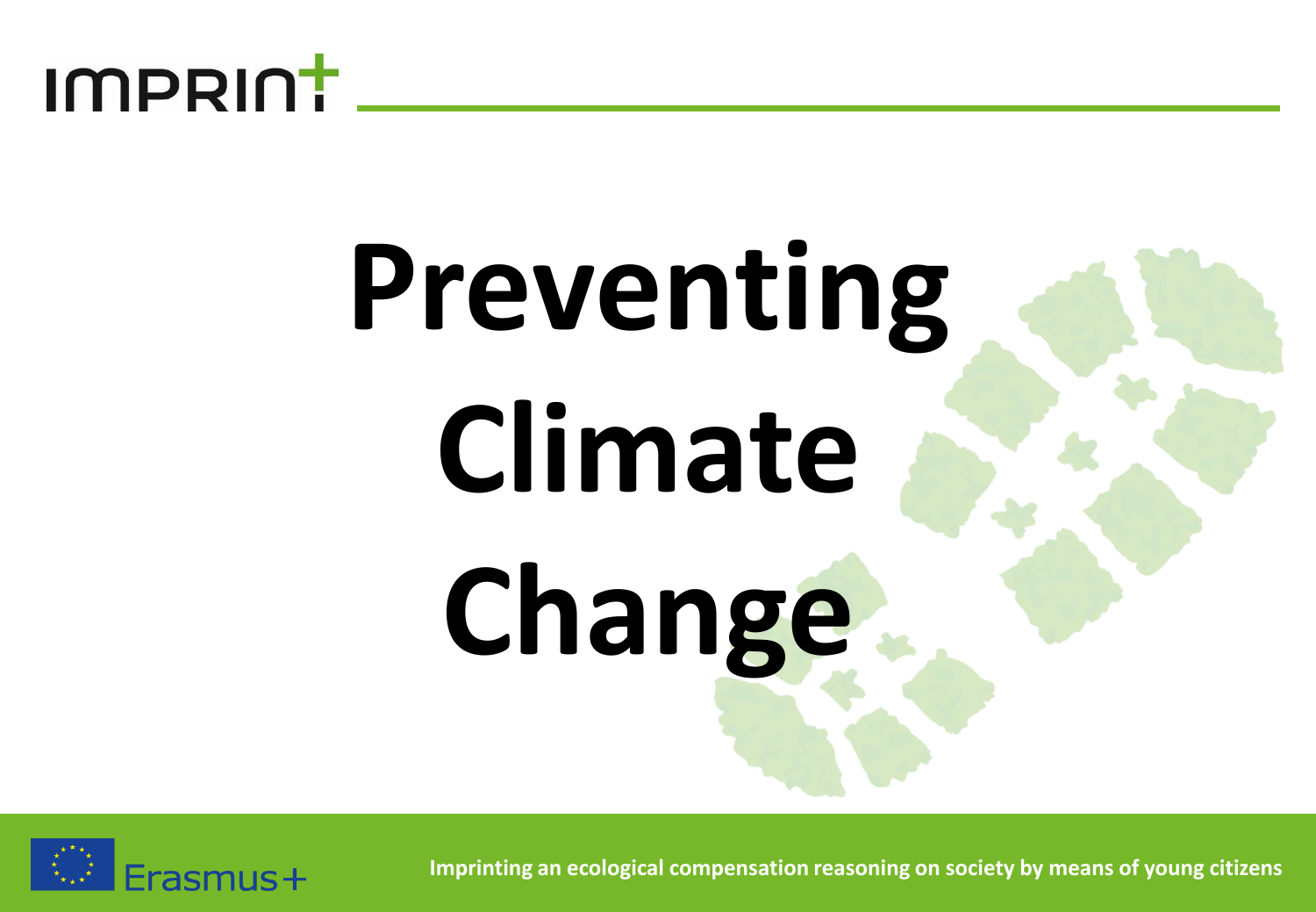# Preventing Climate Change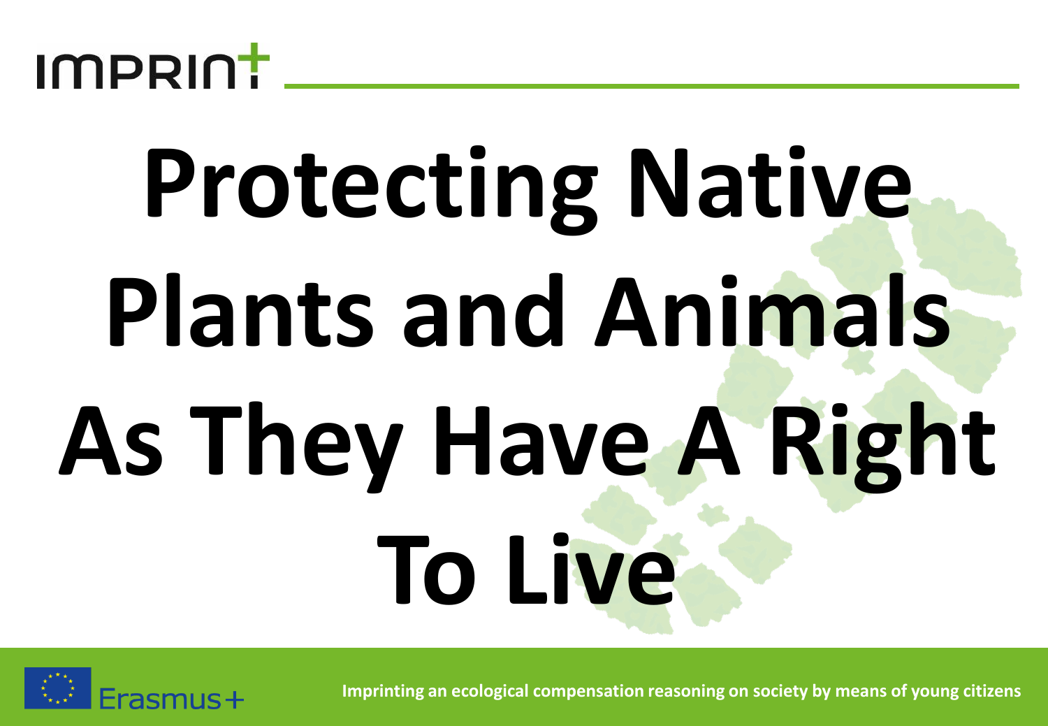# Protecting Native Plants and Animals As They Have A Right To Live